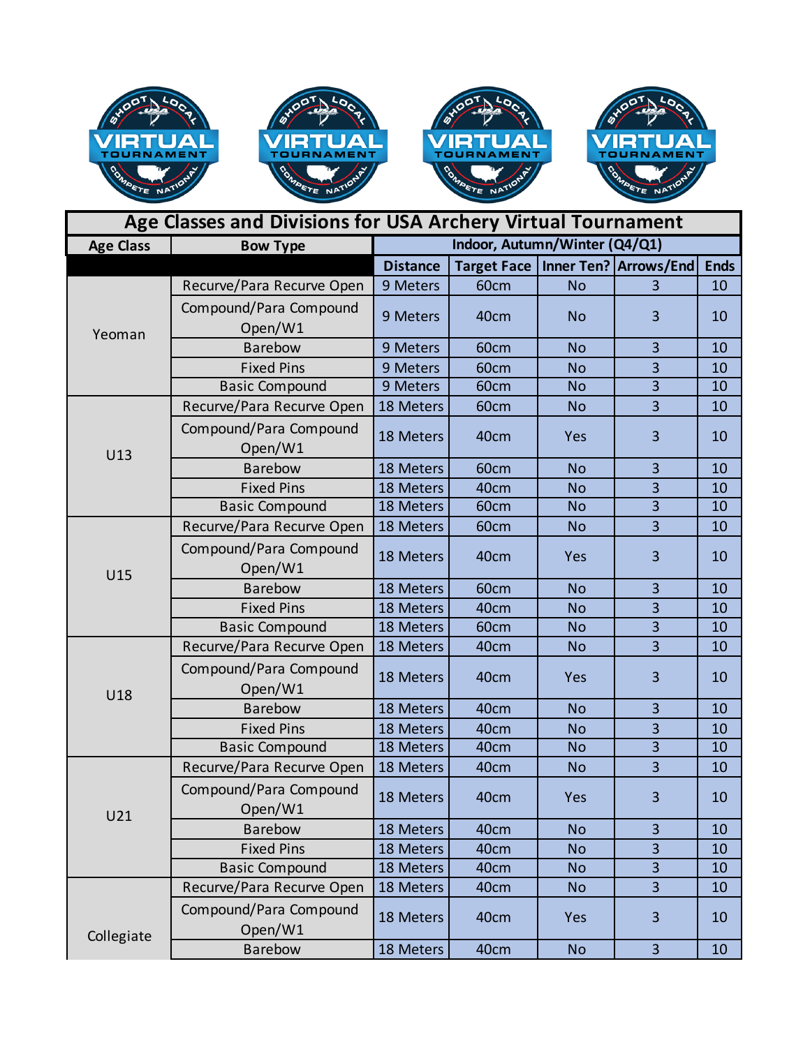# Age Classes and Divisions for USA Archery Virtual Tournament

| Age Class | Bow Type | Indoor, Autumn/Winter (Q4/Q1) | | | | |
|---|---|---|---|---|---|---|
| | | Distance | Target Face | Inner Ten? | Arrows/End | Ends |
| Yeoman | Recurve/Para Recurve Open | 9 Meters | 60cm | No | 3 | 10 |
| | Compound/Para Compound Open/W1 | 9 Meters | 40cm | No | 3 | 10 |
| | Barebow | 9 Meters | 60cm | No | 3 | 10 |
| | Fixed Pins | 9 Meters | 60cm | No | 3 | 10 |
| | Basic Compound | 9 Meters | 60cm | No | 3 | 10 |
| U13 | Recurve/Para Recurve Open | 18 Meters | 60cm | No | 3 | 10 |
| | Compound/Para Compound Open/W1 | 18 Meters | 40cm | Yes | 3 | 10 |
| | Barebow | 18 Meters | 60cm | No | 3 | 10 |
| | Fixed Pins | 18 Meters | 40cm | No | 3 | 10 |
| | Basic Compound | 18 Meters | 60cm | No | 3 | 10 |
| U15 | Recurve/Para Recurve Open | 18 Meters | 60cm | No | 3 | 10 |
| | Compound/Para Compound Open/W1 | 18 Meters | 40cm | Yes | 3 | 10 |
| | Barebow | 18 Meters | 60cm | No | 3 | 10 |
| | Fixed Pins | 18 Meters | 40cm | No | 3 | 10 |
| | Basic Compound | 18 Meters | 60cm | No | 3 | 10 |
| U18 | Recurve/Para Recurve Open | 18 Meters | 40cm | No | 3 | 10 |
| | Compound/Para Compound Open/W1 | 18 Meters | 40cm | Yes | 3 | 10 |
| | Barebow | 18 Meters | 40cm | No | 3 | 10 |
| | Fixed Pins | 18 Meters | 40cm | No | 3 | 10 |
| | Basic Compound | 18 Meters | 40cm | No | 3 | 10 |
| U21 | Recurve/Para Recurve Open | 18 Meters | 40cm | No | 3 | 10 |
| | Compound/Para Compound Open/W1 | 18 Meters | 40cm | Yes | 3 | 10 |
| | Barebow | 18 Meters | 40cm | No | 3 | 10 |
| | Fixed Pins | 18 Meters | 40cm | No | 3 | 10 |
| | Basic Compound | 18 Meters | 40cm | No | 3 | 10 |
| Collegiate | Recurve/Para Recurve Open | 18 Meters | 40cm | No | 3 | 10 |
| | Compound/Para Compound Open/W1 | 18 Meters | 40cm | Yes | 3 | 10 |
| | Barebow | 18 Meters | 40cm | No | 3 | 10 |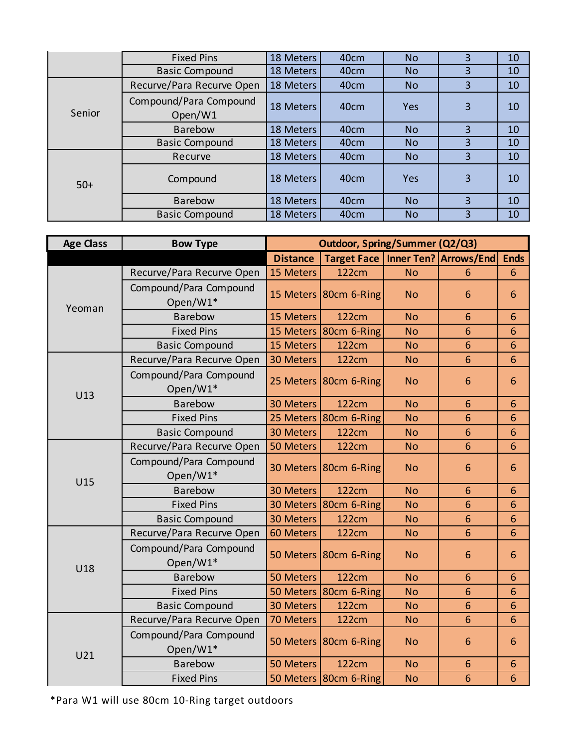| | | | | | | |
|---|---|---|---|---|---|---|
| | Fixed Pins | 18 Meters | 40cm | No | 3 | 10 |
| | Basic Compound | 18 Meters | 40cm | No | 3 | 10 |
| Senior | Recurve/Para Recurve Open | 18 Meters | 40cm | No | 3 | 10 |
| | Compound/Para Compound Open/W1 | 18 Meters | 40cm | Yes | 3 | 10 |
| | Barebow | 18 Meters | 40cm | No | 3 | 10 |
| | Basic Compound | 18 Meters | 40cm | No | 3 | 10 |
| 50+ | Recurve | 18 Meters | 40cm | No | 3 | 10 |
| | Compound | 18 Meters | 40cm | Yes | 3 | 10 |
| | Barebow | 18 Meters | 40cm | No | 3 | 10 |
| | Basic Compound | 18 Meters | 40cm | No | 3 | 10 |

| Age Class | Bow Type | Outdoor, Spring/Summer (Q2/Q3) | | | | |
|---|---|---|---|---|---|---|
| | | Distance | Target Face | Inner Ten? | Arrows/End | Ends |
| Yeoman | Recurve/Para Recurve Open | 15 Meters | 122cm | No | 6 | 6 |
| | Compound/Para Compound Open/W1* | 15 Meters | 80cm 6-Ring | No | 6 | 6 |
| | Barebow | 15 Meters | 122cm | No | 6 | 6 |
| | Fixed Pins | 15 Meters | 80cm 6-Ring | No | 6 | 6 |
| | Basic Compound | 15 Meters | 122cm | No | 6 | 6 |
| U13 | Recurve/Para Recurve Open | 30 Meters | 122cm | No | 6 | 6 |
| | Compound/Para Compound Open/W1* | 25 Meters | 80cm 6-Ring | No | 6 | 6 |
| | Barebow | 30 Meters | 122cm | No | 6 | 6 |
| | Fixed Pins | 25 Meters | 80cm 6-Ring | No | 6 | 6 |
| | Basic Compound | 30 Meters | 122cm | No | 6 | 6 |
| U15 | Recurve/Para Recurve Open | 50 Meters | 122cm | No | 6 | 6 |
| | Compound/Para Compound Open/W1* | 30 Meters | 80cm 6-Ring | No | 6 | 6 |
| | Barebow | 30 Meters | 122cm | No | 6 | 6 |
| | Fixed Pins | 30 Meters | 80cm 6-Ring | No | 6 | 6 |
| | Basic Compound | 30 Meters | 122cm | No | 6 | 6 |
| U18 | Recurve/Para Recurve Open | 60 Meters | 122cm | No | 6 | 6 |
| | Compound/Para Compound Open/W1* | 50 Meters | 80cm 6-Ring | No | 6 | 6 |
| | Barebow | 50 Meters | 122cm | No | 6 | 6 |
| | Fixed Pins | 50 Meters | 80cm 6-Ring | No | 6 | 6 |
| | Basic Compound | 30 Meters | 122cm | No | 6 | 6 |
| U21 | Recurve/Para Recurve Open | 70 Meters | 122cm | No | 6 | 6 |
| | Compound/Para Compound Open/W1* | 50 Meters | 80cm 6-Ring | No | 6 | 6 |
| | Barebow | 50 Meters | 122cm | No | 6 | 6 |
| | Fixed Pins | 50 Meters | 80cm 6-Ring | No | 6 | 6 |

*Para W1 will use 80cm 10-Ring target outdoors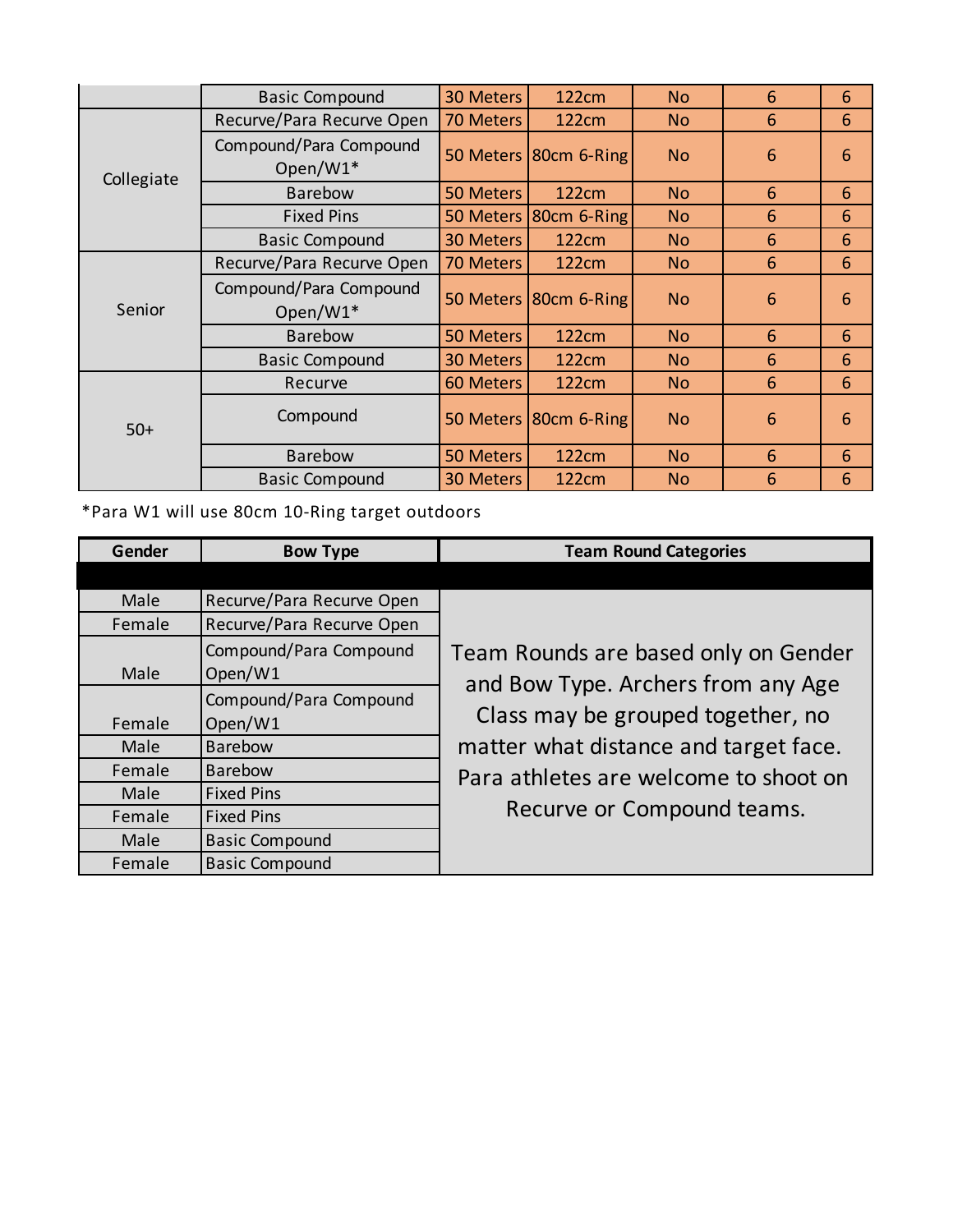| | | | | | | |
|---|---|---|---|---|---|---|
| | Basic Compound | 30 Meters | 122cm | No | 6 | 6 |
| Collegiate | Recurve/Para Recurve Open | 70 Meters | 122cm | No | 6 | 6 |
| | Compound/Para Compound Open/W1* | 50 Meters | 80cm 6-Ring | No | 6 | 6 |
| | Barebow | 50 Meters | 122cm | No | 6 | 6 |
| | Fixed Pins | 50 Meters | 80cm 6-Ring | No | 6 | 6 |
| | Basic Compound | 30 Meters | 122cm | No | 6 | 6 |
| Senior | Recurve/Para Recurve Open | 70 Meters | 122cm | No | 6 | 6 |
| | Compound/Para Compound Open/W1* | 50 Meters | 80cm 6-Ring | No | 6 | 6 |
| | Barebow | 50 Meters | 122cm | No | 6 | 6 |
| | Basic Compound | 30 Meters | 122cm | No | 6 | 6 |
| 50+ | Recurve | 60 Meters | 122cm | No | 6 | 6 |
| | Compound | 50 Meters | 80cm 6-Ring | No | 6 | 6 |
| | Barebow | 50 Meters | 122cm | No | 6 | 6 |
| | Basic Compound | 30 Meters | 122cm | No | 6 | 6 |

*Para W1 will use 80cm 10-Ring target outdoors

| Gender | Bow Type | Team Round Categories |
|---|---|---|
| Male | Recurve/Para Recurve Open | Team Rounds are based only on Gender and Bow Type. Archers from any Age Class may be grouped together, no matter what distance and target face. Para athletes are welcome to shoot on Recurve or Compound teams. |
| Female | Recurve/Para Recurve Open | |
| Male | Compound/Para Compound Open/W1 | |
| Female | Compound/Para Compound Open/W1 | |
| Male | Barebow | |
| Female | Barebow | |
| Male | Fixed Pins | |
| Female | Fixed Pins | |
| Male | Basic Compound | |
| Female | Basic Compound | |